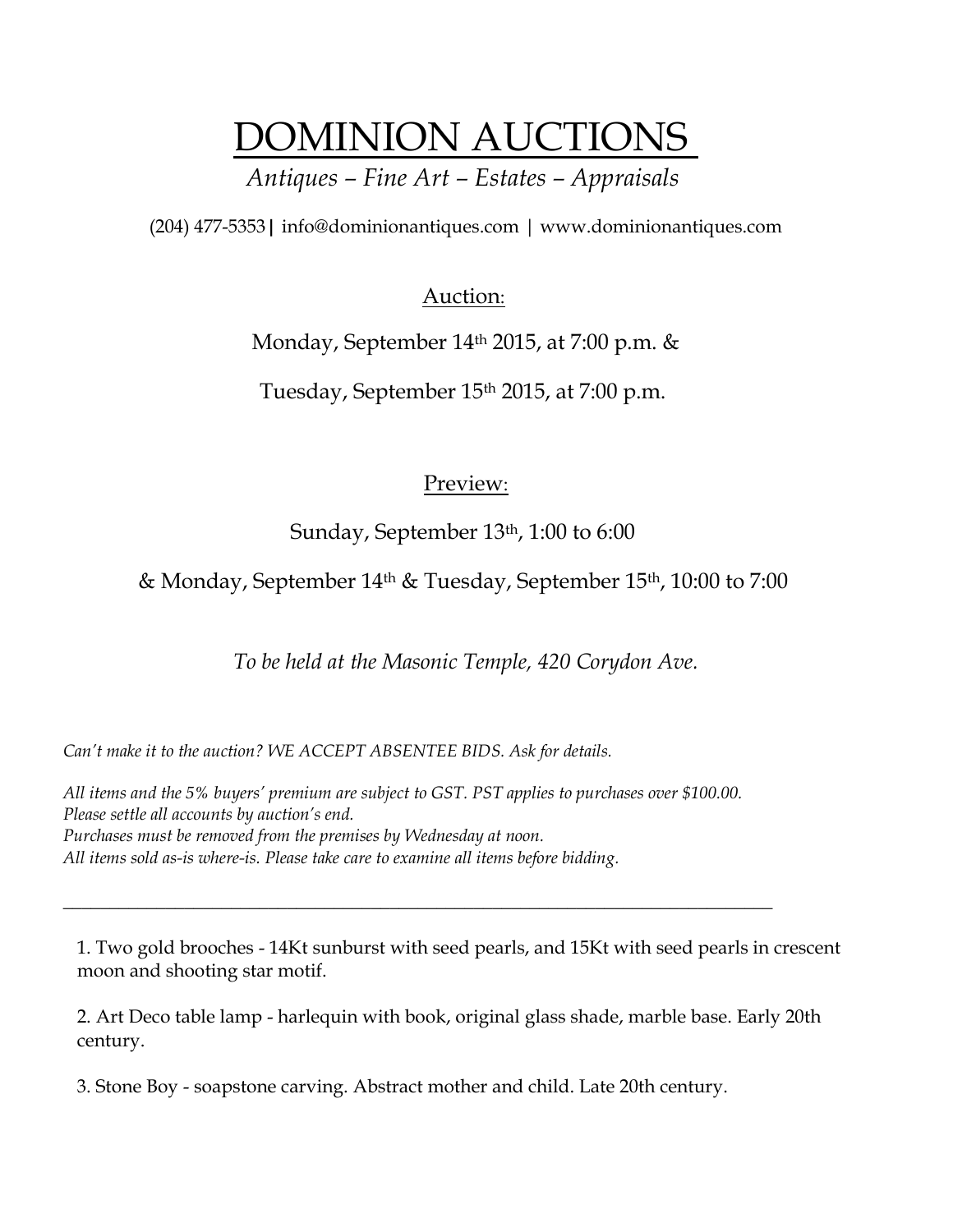# DOMINION AUCTIONS

*Antiques – Fine Art – Estates – Appraisals*

(204) 477-5353 | info@dominionantiques.com | www.dominionantiques.com

## Auction:

Monday, September 14th 2015, at 7:00 p.m. &

Tuesday, September 15th 2015, at 7:00 p.m.

## Preview:

Sunday, September 13th, 1:00 to 6:00

& Monday, September 14th & Tuesday, September 15th, 10:00 to 7:00

*To be held at the Masonic Temple, 420 Corydon Ave.*

*Can't make it to the auction? WE ACCEPT ABSENTEE BIDS. Ask for details.*

*All items and the 5% buyers' premium are subject to GST. PST applies to purchases over $100.00.*
*Please settle all accounts by auction's end.*
*Purchases must be removed from the premises by Wednesday at noon.*
*All items sold as-is where-is. Please take care to examine all items before bidding.*

---

1. Two gold brooches - 14Kt sunburst with seed pearls, and 15Kt with seed pearls in crescent moon and shooting star motif.

2. Art Deco table lamp - harlequin with book, original glass shade, marble base. Early 20th century.

3. Stone Boy - soapstone carving. Abstract mother and child. Late 20th century.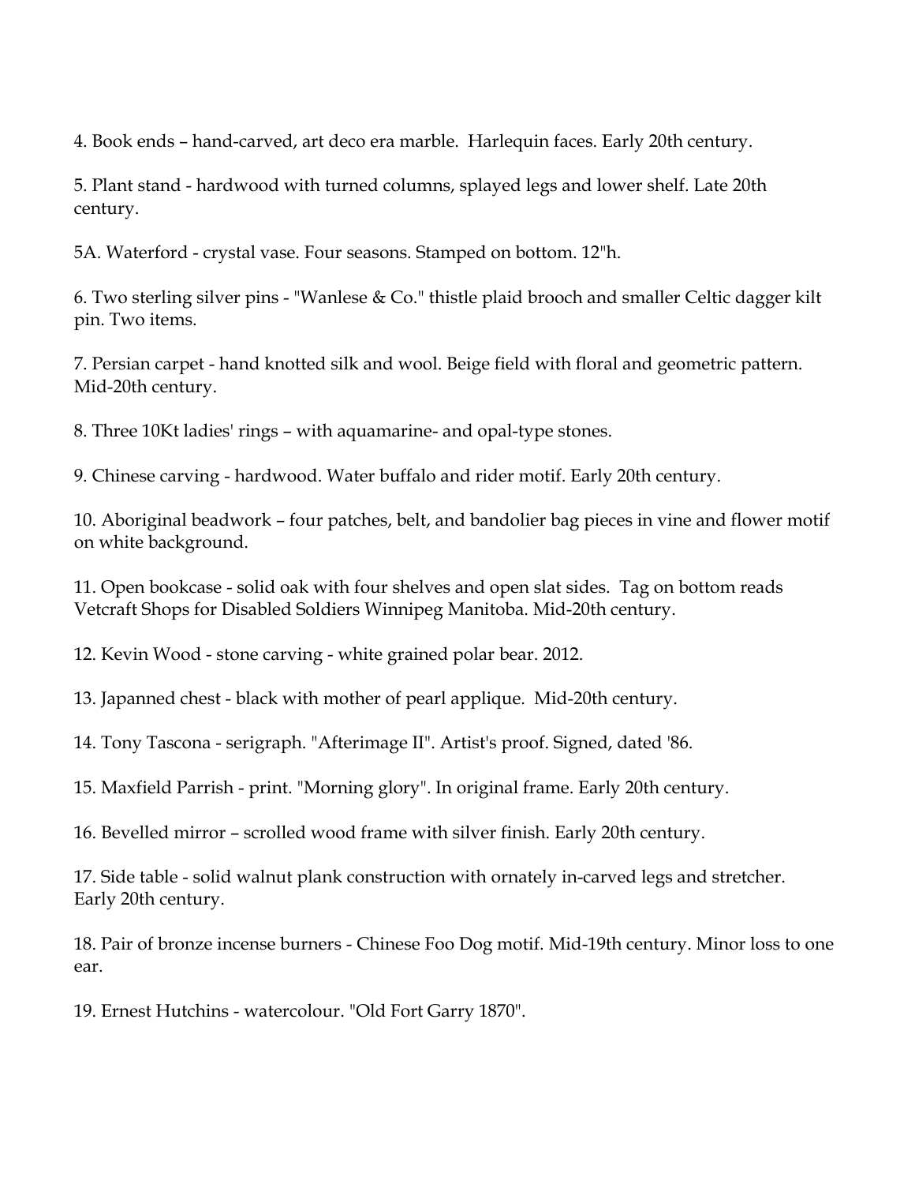4. Book ends – hand-carved, art deco era marble.  Harlequin faces. Early 20th century.

5. Plant stand - hardwood with turned columns, splayed legs and lower shelf. Late 20th century.

5A. Waterford - crystal vase. Four seasons. Stamped on bottom. 12"h.

6. Two sterling silver pins - "Wanlese & Co." thistle plaid brooch and smaller Celtic dagger kilt pin. Two items.

7. Persian carpet - hand knotted silk and wool. Beige field with floral and geometric pattern. Mid-20th century.

8. Three 10Kt ladies' rings – with aquamarine- and opal-type stones.

9. Chinese carving - hardwood. Water buffalo and rider motif. Early 20th century.

10. Aboriginal beadwork – four patches, belt, and bandolier bag pieces in vine and flower motif on white background.

11. Open bookcase - solid oak with four shelves and open slat sides.  Tag on bottom reads Vetcraft Shops for Disabled Soldiers Winnipeg Manitoba. Mid-20th century.

12. Kevin Wood - stone carving - white grained polar bear. 2012.

13. Japanned chest - black with mother of pearl applique.  Mid-20th century.

14. Tony Tascona - serigraph. "Afterimage II". Artist's proof. Signed, dated '86.

15. Maxfield Parrish - print. "Morning glory". In original frame. Early 20th century.

16. Bevelled mirror – scrolled wood frame with silver finish. Early 20th century.

17. Side table - solid walnut plank construction with ornately in-carved legs and stretcher. Early 20th century.

18. Pair of bronze incense burners - Chinese Foo Dog motif. Mid-19th century. Minor loss to one ear.

19. Ernest Hutchins - watercolour. "Old Fort Garry 1870".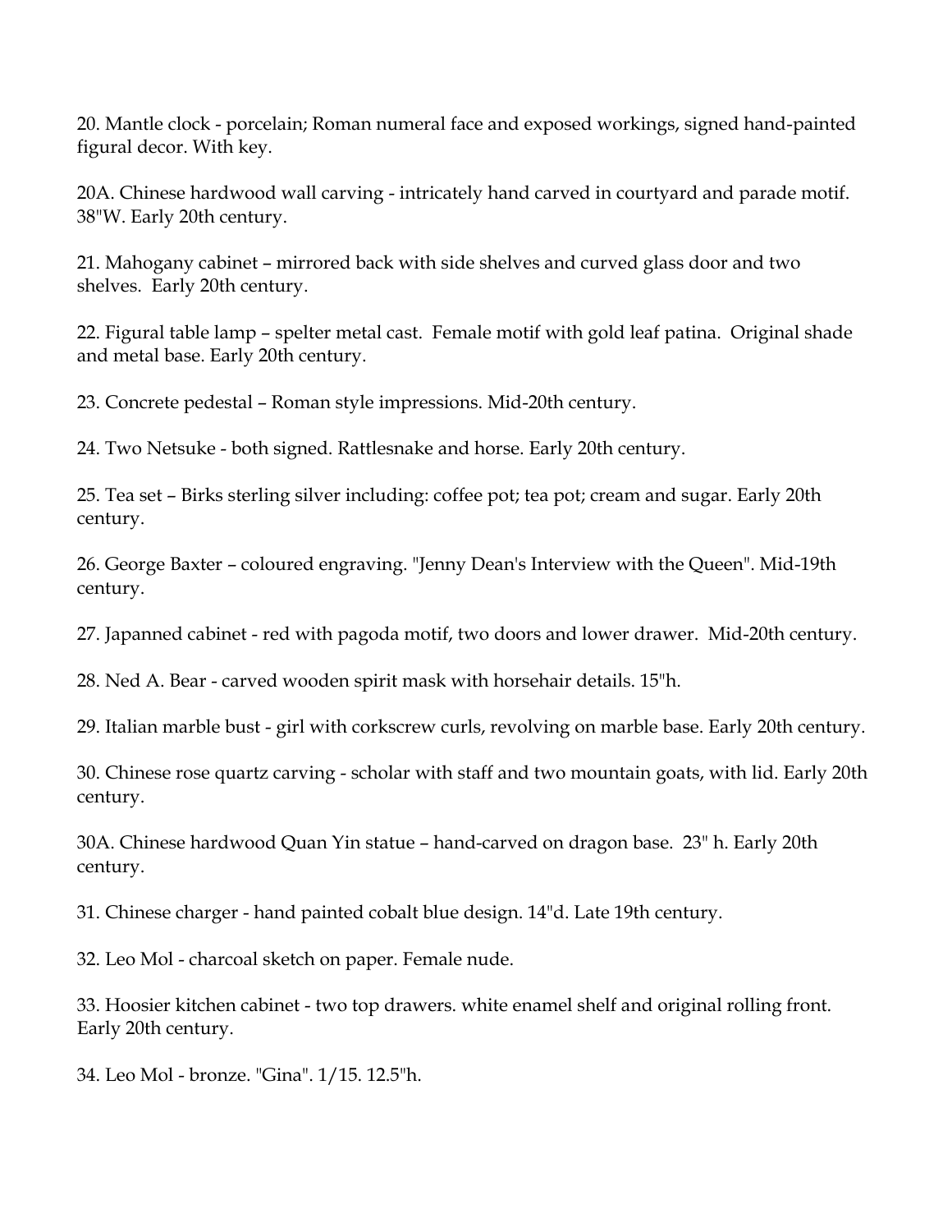20. Mantle clock - porcelain; Roman numeral face and exposed workings, signed hand-painted figural decor. With key.

20A. Chinese hardwood wall carving - intricately hand carved in courtyard and parade motif. 38"W. Early 20th century.

21. Mahogany cabinet – mirrored back with side shelves and curved glass door and two shelves.  Early 20th century.

22. Figural table lamp – spelter metal cast.  Female motif with gold leaf patina.  Original shade and metal base. Early 20th century.

23. Concrete pedestal – Roman style impressions. Mid-20th century.

24. Two Netsuke - both signed. Rattlesnake and horse. Early 20th century.

25. Tea set – Birks sterling silver including: coffee pot; tea pot; cream and sugar. Early 20th century.

26. George Baxter – coloured engraving. "Jenny Dean's Interview with the Queen". Mid-19th century.

27. Japanned cabinet - red with pagoda motif, two doors and lower drawer.  Mid-20th century.

28. Ned A. Bear - carved wooden spirit mask with horsehair details. 15"h.

29. Italian marble bust - girl with corkscrew curls, revolving on marble base. Early 20th century.

30. Chinese rose quartz carving - scholar with staff and two mountain goats, with lid. Early 20th century.

30A. Chinese hardwood Quan Yin statue – hand-carved on dragon base.  23" h. Early 20th century.

31. Chinese charger - hand painted cobalt blue design. 14"d. Late 19th century.

32. Leo Mol - charcoal sketch on paper. Female nude.

33. Hoosier kitchen cabinet - two top drawers. white enamel shelf and original rolling front. Early 20th century.

34. Leo Mol - bronze. "Gina". 1/15. 12.5"h.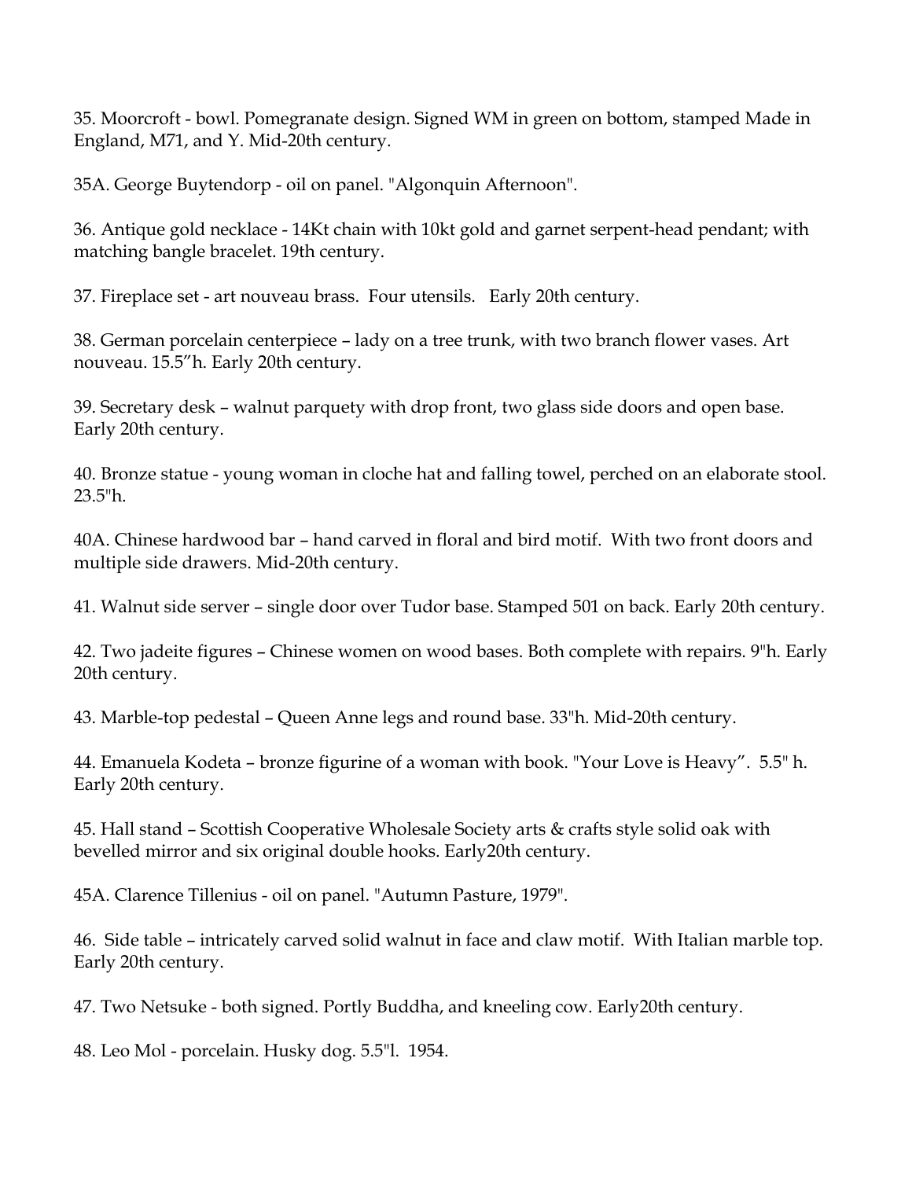35. Moorcroft - bowl. Pomegranate design. Signed WM in green on bottom, stamped Made in England, M71, and Y. Mid-20th century.

35A. George Buytendorp - oil on panel. "Algonquin Afternoon".

36. Antique gold necklace - 14Kt chain with 10kt gold and garnet serpent-head pendant; with matching bangle bracelet. 19th century.

37. Fireplace set - art nouveau brass. Four utensils. Early 20th century.

38. German porcelain centerpiece – lady on a tree trunk, with two branch flower vases. Art nouveau. 15.5"h. Early 20th century.

39. Secretary desk – walnut parquety with drop front, two glass side doors and open base. Early 20th century.

40. Bronze statue - young woman in cloche hat and falling towel, perched on an elaborate stool. 23.5"h.

40A. Chinese hardwood bar – hand carved in floral and bird motif. With two front doors and multiple side drawers. Mid-20th century.

41. Walnut side server – single door over Tudor base. Stamped 501 on back. Early 20th century.

42. Two jadeite figures – Chinese women on wood bases. Both complete with repairs. 9"h. Early 20th century.

43. Marble-top pedestal – Queen Anne legs and round base. 33"h. Mid-20th century.

44. Emanuela Kodeta – bronze figurine of a woman with book. "Your Love is Heavy". 5.5" h. Early 20th century.

45. Hall stand – Scottish Cooperative Wholesale Society arts & crafts style solid oak with bevelled mirror and six original double hooks. Early20th century.

45A. Clarence Tillenius - oil on panel. "Autumn Pasture, 1979".

46. Side table – intricately carved solid walnut in face and claw motif. With Italian marble top. Early 20th century.

47. Two Netsuke - both signed. Portly Buddha, and kneeling cow. Early20th century.

48. Leo Mol - porcelain. Husky dog. 5.5"l. 1954.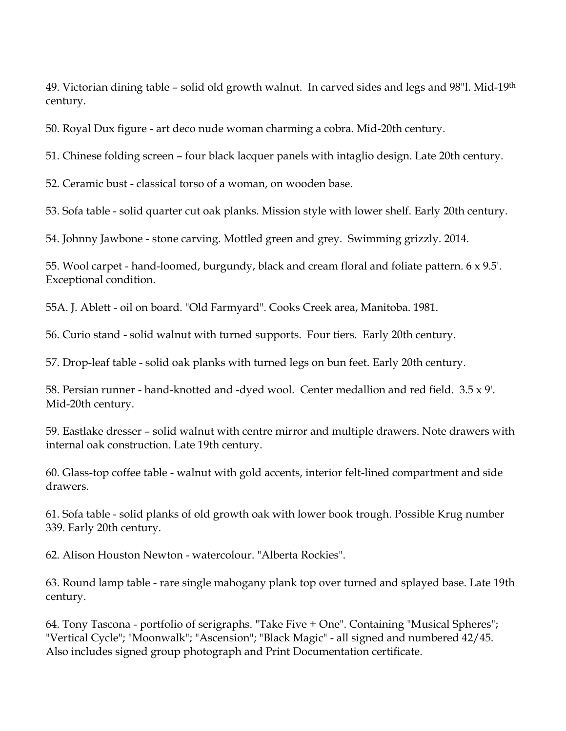49. Victorian dining table – solid old growth walnut. In carved sides and legs and 98"l. Mid-19th century.

50. Royal Dux figure - art deco nude woman charming a cobra. Mid-20th century.

51. Chinese folding screen – four black lacquer panels with intaglio design. Late 20th century.

52. Ceramic bust - classical torso of a woman, on wooden base.

53. Sofa table - solid quarter cut oak planks. Mission style with lower shelf. Early 20th century.

54. Johnny Jawbone - stone carving. Mottled green and grey. Swimming grizzly. 2014.

55. Wool carpet - hand-loomed, burgundy, black and cream floral and foliate pattern. 6 x 9.5'. Exceptional condition.

55A. J. Ablett - oil on board. "Old Farmyard". Cooks Creek area, Manitoba. 1981.

56. Curio stand - solid walnut with turned supports. Four tiers. Early 20th century.

57. Drop-leaf table - solid oak planks with turned legs on bun feet. Early 20th century.

58. Persian runner - hand-knotted and -dyed wool. Center medallion and red field. 3.5 x 9'. Mid-20th century.

59. Eastlake dresser – solid walnut with centre mirror and multiple drawers. Note drawers with internal oak construction. Late 19th century.

60. Glass-top coffee table - walnut with gold accents, interior felt-lined compartment and side drawers.

61. Sofa table - solid planks of old growth oak with lower book trough. Possible Krug number 339. Early 20th century.

62. Alison Houston Newton - watercolour. "Alberta Rockies".

63. Round lamp table - rare single mahogany plank top over turned and splayed base. Late 19th century.

64. Tony Tascona - portfolio of serigraphs. "Take Five + One". Containing "Musical Spheres"; "Vertical Cycle"; "Moonwalk"; "Ascension"; "Black Magic" - all signed and numbered 42/45. Also includes signed group photograph and Print Documentation certificate.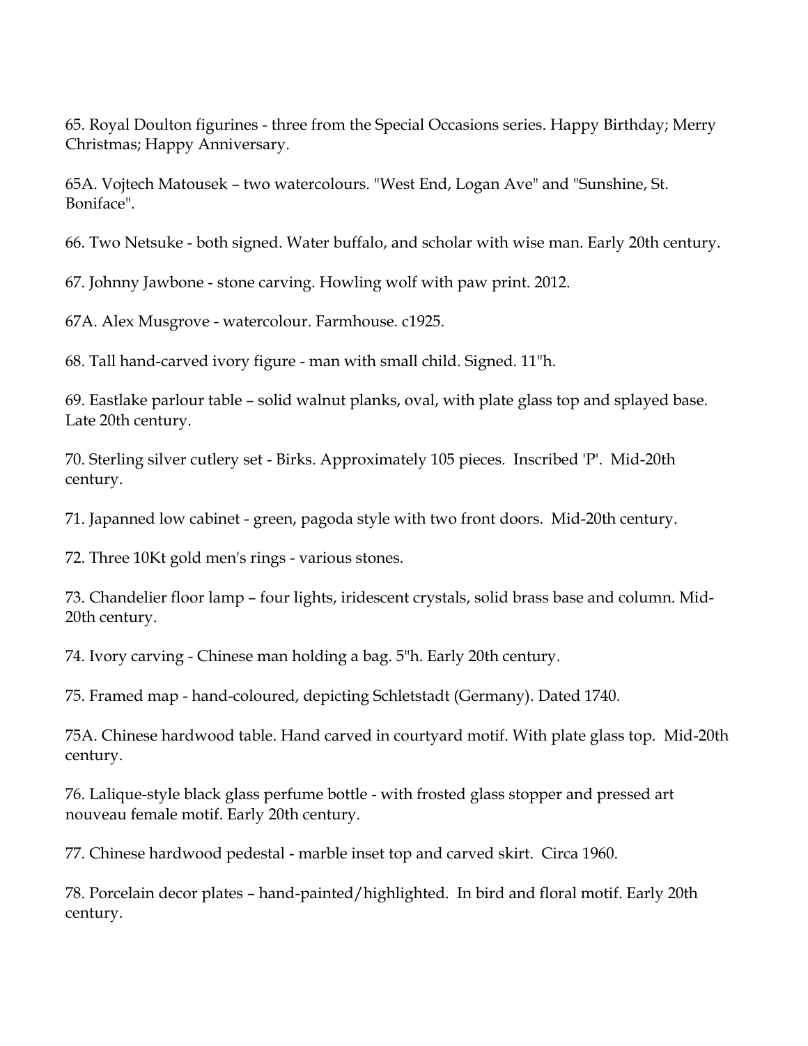65. Royal Doulton figurines - three from the Special Occasions series. Happy Birthday; Merry Christmas; Happy Anniversary.

65A. Vojtech Matousek – two watercolours. "West End, Logan Ave" and "Sunshine, St. Boniface".

66. Two Netsuke - both signed. Water buffalo, and scholar with wise man. Early 20th century.

67. Johnny Jawbone - stone carving. Howling wolf with paw print. 2012.

67A. Alex Musgrove - watercolour. Farmhouse. c1925.

68. Tall hand-carved ivory figure - man with small child. Signed. 11"h.

69. Eastlake parlour table – solid walnut planks, oval, with plate glass top and splayed base. Late 20th century.

70. Sterling silver cutlery set - Birks. Approximately 105 pieces. Inscribed 'P'. Mid-20th century.

71. Japanned low cabinet - green, pagoda style with two front doors. Mid-20th century.

72. Three 10Kt gold men's rings - various stones.

73. Chandelier floor lamp – four lights, iridescent crystals, solid brass base and column. Mid-20th century.

74. Ivory carving - Chinese man holding a bag. 5"h. Early 20th century.

75. Framed map - hand-coloured, depicting Schletstadt (Germany). Dated 1740.

75A. Chinese hardwood table. Hand carved in courtyard motif. With plate glass top. Mid-20th century.

76. Lalique-style black glass perfume bottle - with frosted glass stopper and pressed art nouveau female motif. Early 20th century.

77. Chinese hardwood pedestal - marble inset top and carved skirt. Circa 1960.

78. Porcelain decor plates – hand-painted/highlighted. In bird and floral motif. Early 20th century.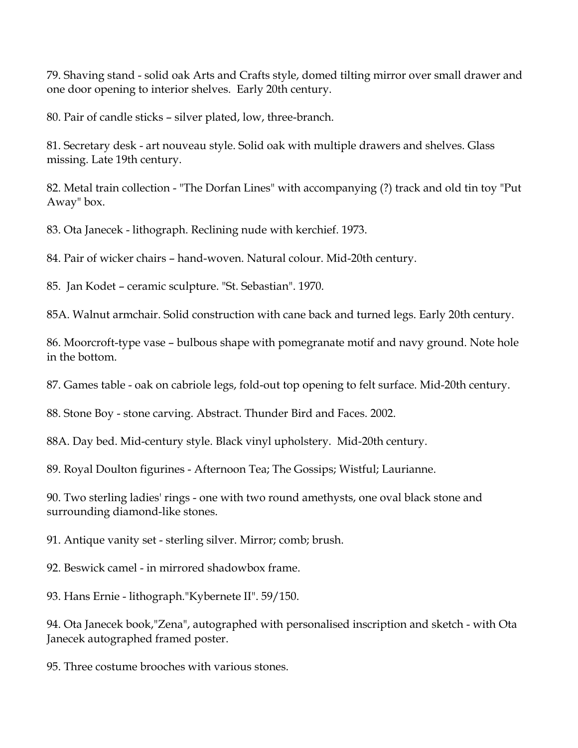79. Shaving stand - solid oak Arts and Crafts style, domed tilting mirror over small drawer and one door opening to interior shelves.  Early 20th century.

80. Pair of candle sticks – silver plated, low, three-branch.

81. Secretary desk - art nouveau style. Solid oak with multiple drawers and shelves. Glass missing. Late 19th century.

82. Metal train collection - "The Dorfan Lines" with accompanying (?) track and old tin toy "Put Away" box.

83. Ota Janecek - lithograph. Reclining nude with kerchief. 1973.

84. Pair of wicker chairs – hand-woven. Natural colour. Mid-20th century.

85.  Jan Kodet – ceramic sculpture. "St. Sebastian". 1970.

85A. Walnut armchair. Solid construction with cane back and turned legs. Early 20th century.

86. Moorcroft-type vase – bulbous shape with pomegranate motif and navy ground. Note hole in the bottom.

87. Games table - oak on cabriole legs, fold-out top opening to felt surface. Mid-20th century.

88. Stone Boy - stone carving. Abstract. Thunder Bird and Faces. 2002.

88A. Day bed. Mid-century style. Black vinyl upholstery.  Mid-20th century.

89. Royal Doulton figurines - Afternoon Tea; The Gossips; Wistful; Laurianne.

90. Two sterling ladies' rings - one with two round amethysts, one oval black stone and surrounding diamond-like stones.

91. Antique vanity set - sterling silver. Mirror; comb; brush.

92. Beswick camel - in mirrored shadowbox frame.

93. Hans Ernie - lithograph."Kybernete II". 59/150.

94. Ota Janecek book,"Zena", autographed with personalised inscription and sketch - with Ota Janecek autographed framed poster.

95. Three costume brooches with various stones.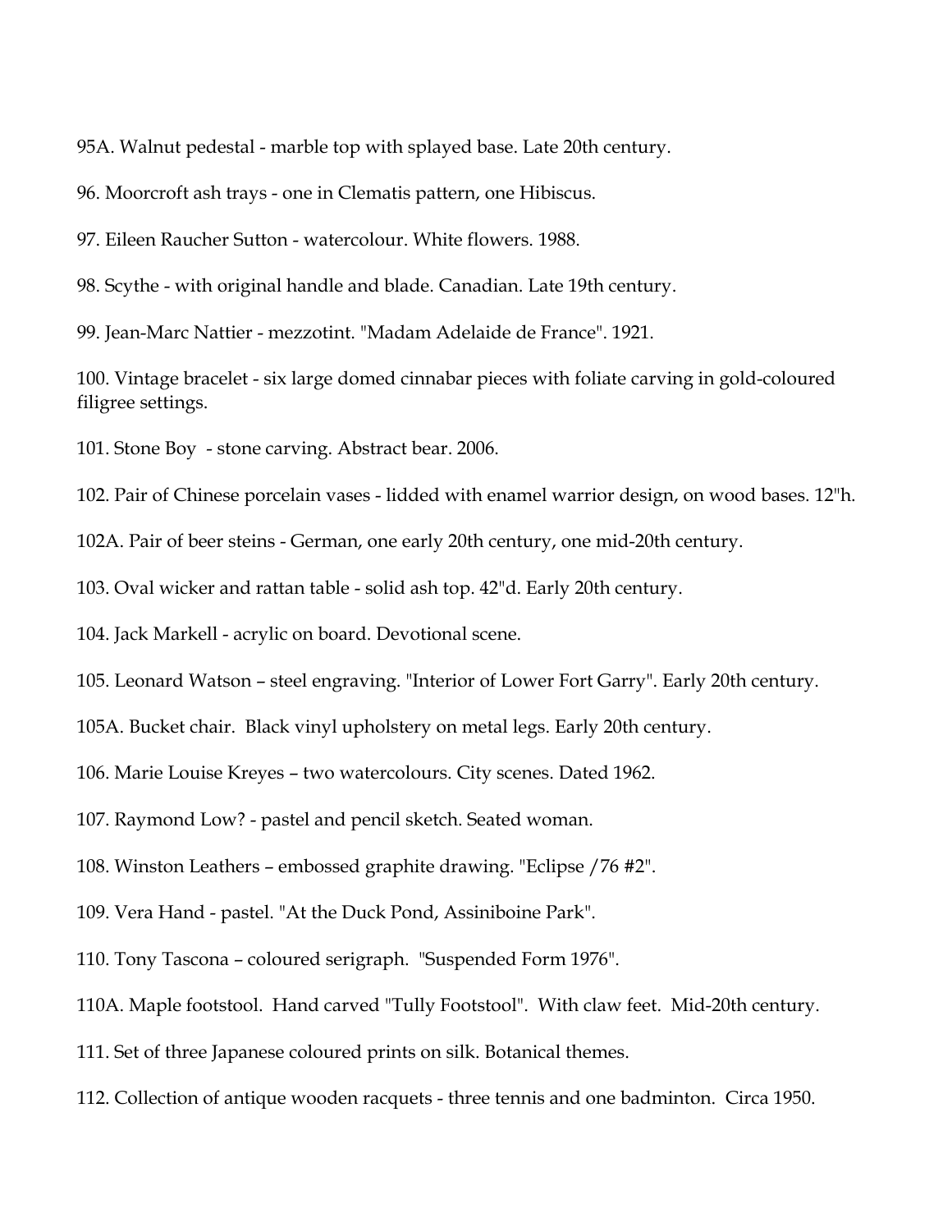95A. Walnut pedestal - marble top with splayed base. Late 20th century.

96. Moorcroft ash trays - one in Clematis pattern, one Hibiscus.

97. Eileen Raucher Sutton - watercolour. White flowers. 1988.

98. Scythe - with original handle and blade. Canadian. Late 19th century.

99. Jean-Marc Nattier - mezzotint. "Madam Adelaide de France". 1921.

100. Vintage bracelet - six large domed cinnabar pieces with foliate carving in gold-coloured filigree settings.

101. Stone Boy - stone carving. Abstract bear. 2006.

102. Pair of Chinese porcelain vases - lidded with enamel warrior design, on wood bases. 12"h.

102A. Pair of beer steins - German, one early 20th century, one mid-20th century.

103. Oval wicker and rattan table - solid ash top. 42"d. Early 20th century.

104. Jack Markell - acrylic on board. Devotional scene.

105. Leonard Watson – steel engraving. "Interior of Lower Fort Garry". Early 20th century.

105A. Bucket chair. Black vinyl upholstery on metal legs. Early 20th century.

106. Marie Louise Kreyes – two watercolours. City scenes. Dated 1962.

107. Raymond Low? - pastel and pencil sketch. Seated woman.

108. Winston Leathers – embossed graphite drawing. "Eclipse /76 #2".

109. Vera Hand - pastel. "At the Duck Pond, Assiniboine Park".

110. Tony Tascona – coloured serigraph. "Suspended Form 1976".

110A. Maple footstool. Hand carved "Tully Footstool". With claw feet. Mid-20th century.

111. Set of three Japanese coloured prints on silk. Botanical themes.

112. Collection of antique wooden racquets - three tennis and one badminton. Circa 1950.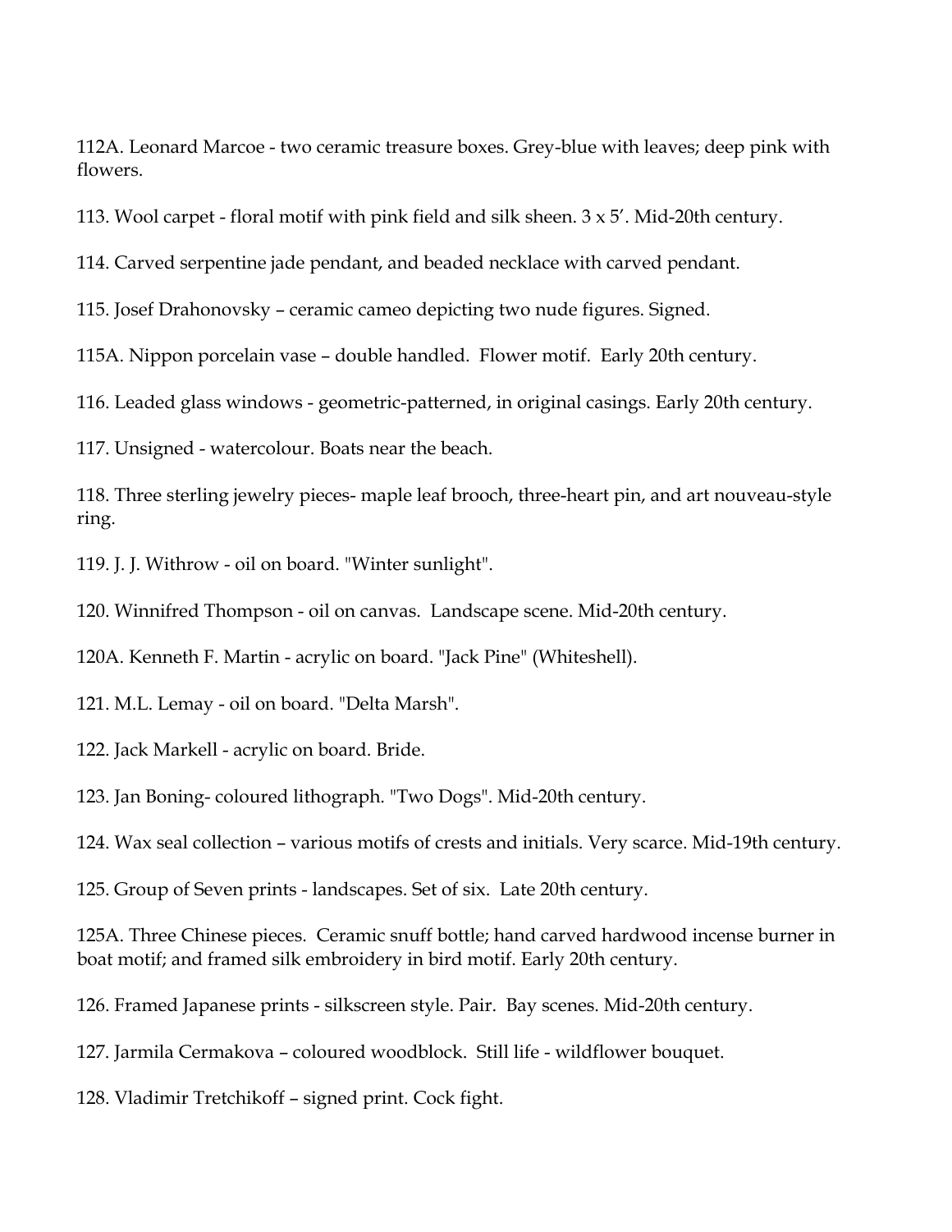112A. Leonard Marcoe - two ceramic treasure boxes. Grey-blue with leaves; deep pink with flowers.

113. Wool carpet - floral motif with pink field and silk sheen. 3 x 5′. Mid-20th century.

114. Carved serpentine jade pendant, and beaded necklace with carved pendant.

115. Josef Drahonovsky – ceramic cameo depicting two nude figures. Signed.

115A. Nippon porcelain vase – double handled. Flower motif. Early 20th century.

116. Leaded glass windows - geometric-patterned, in original casings. Early 20th century.

117. Unsigned - watercolour. Boats near the beach.

118. Three sterling jewelry pieces- maple leaf brooch, three-heart pin, and art nouveau-style ring.

119. J. J. Withrow - oil on board. "Winter sunlight".

120. Winnifred Thompson - oil on canvas. Landscape scene. Mid-20th century.

120A. Kenneth F. Martin - acrylic on board. "Jack Pine" (Whiteshell).

121. M.L. Lemay - oil on board. "Delta Marsh".

122. Jack Markell - acrylic on board. Bride.

123. Jan Boning- coloured lithograph. "Two Dogs". Mid-20th century.

124. Wax seal collection – various motifs of crests and initials. Very scarce. Mid-19th century.

125. Group of Seven prints - landscapes. Set of six. Late 20th century.

125A. Three Chinese pieces. Ceramic snuff bottle; hand carved hardwood incense burner in boat motif; and framed silk embroidery in bird motif. Early 20th century.

126. Framed Japanese prints - silkscreen style. Pair. Bay scenes. Mid-20th century.

127. Jarmila Cermakova – coloured woodblock. Still life - wildflower bouquet.

128. Vladimir Tretchikoff – signed print. Cock fight.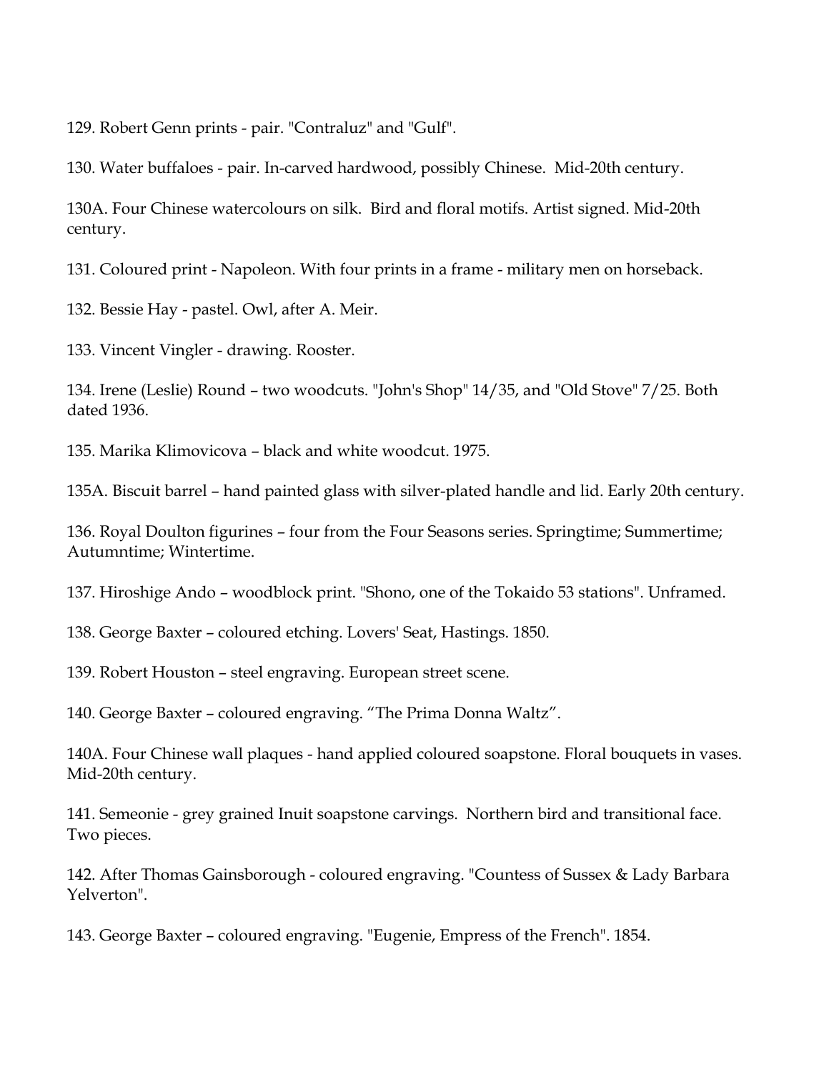129. Robert Genn prints - pair. "Contraluz" and "Gulf".

130. Water buffaloes - pair. In-carved hardwood, possibly Chinese. Mid-20th century.

130A. Four Chinese watercolours on silk. Bird and floral motifs. Artist signed. Mid-20th century.

131. Coloured print - Napoleon. With four prints in a frame - military men on horseback.

132. Bessie Hay - pastel. Owl, after A. Meir.

133. Vincent Vingler - drawing. Rooster.

134. Irene (Leslie) Round – two woodcuts. "John's Shop" 14/35, and "Old Stove" 7/25. Both dated 1936.

135. Marika Klimovicova – black and white woodcut. 1975.

135A. Biscuit barrel – hand painted glass with silver-plated handle and lid. Early 20th century.

136. Royal Doulton figurines – four from the Four Seasons series. Springtime; Summertime; Autumntime; Wintertime.

137. Hiroshige Ando – woodblock print. "Shono, one of the Tokaido 53 stations". Unframed.

138. George Baxter – coloured etching. Lovers' Seat, Hastings. 1850.

139. Robert Houston – steel engraving. European street scene.

140. George Baxter – coloured engraving. "The Prima Donna Waltz".

140A. Four Chinese wall plaques - hand applied coloured soapstone. Floral bouquets in vases. Mid-20th century.

141. Semeonie - grey grained Inuit soapstone carvings. Northern bird and transitional face. Two pieces.

142. After Thomas Gainsborough - coloured engraving. "Countess of Sussex & Lady Barbara Yelverton".

143. George Baxter – coloured engraving. "Eugenie, Empress of the French". 1854.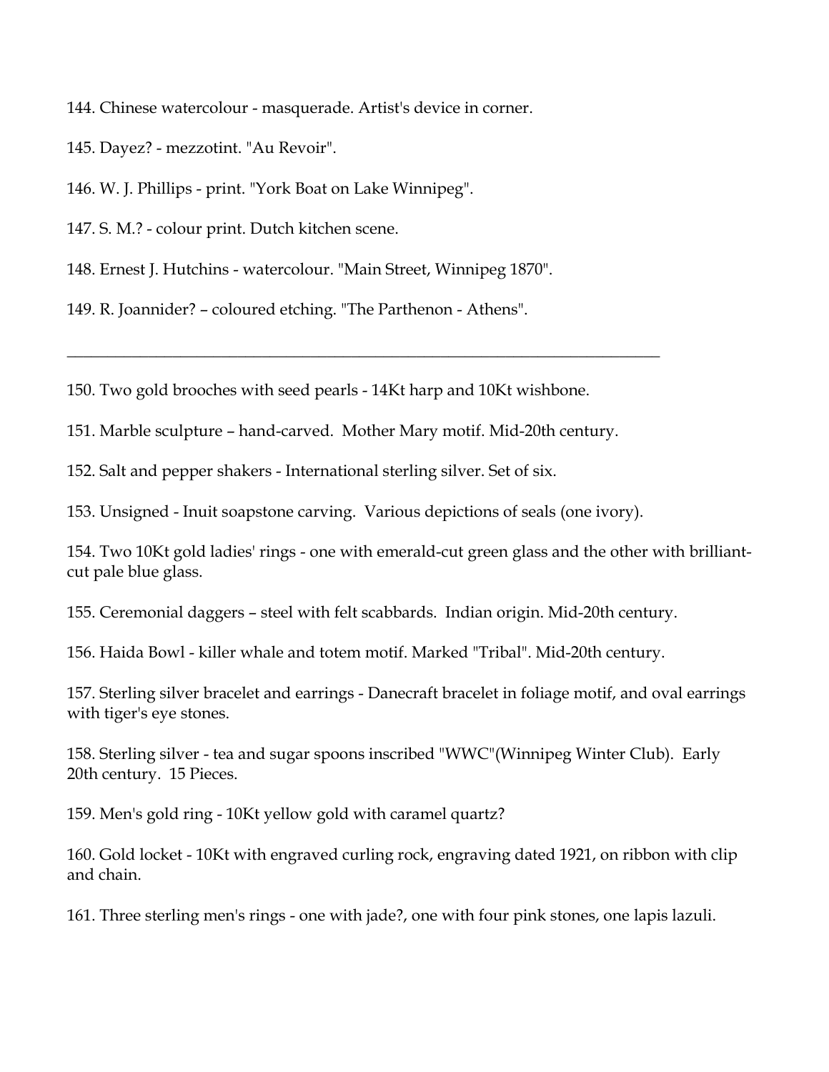144. Chinese watercolour - masquerade. Artist's device in corner.

145. Dayez? - mezzotint. "Au Revoir".

146. W. J. Phillips - print. "York Boat on Lake Winnipeg".

147. S. M.? - colour print. Dutch kitchen scene.

148. Ernest J. Hutchins - watercolour. "Main Street, Winnipeg 1870".

149. R. Joannider? – coloured etching. "The Parthenon - Athens".

---

150. Two gold brooches with seed pearls - 14Kt harp and 10Kt wishbone.

151. Marble sculpture – hand-carved. Mother Mary motif. Mid-20th century.

152. Salt and pepper shakers - International sterling silver. Set of six.

153. Unsigned - Inuit soapstone carving. Various depictions of seals (one ivory).

154. Two 10Kt gold ladies' rings - one with emerald-cut green glass and the other with brilliant-cut pale blue glass.

155. Ceremonial daggers – steel with felt scabbards. Indian origin. Mid-20th century.

156. Haida Bowl - killer whale and totem motif. Marked "Tribal". Mid-20th century.

157. Sterling silver bracelet and earrings - Danecraft bracelet in foliage motif, and oval earrings with tiger's eye stones.

158. Sterling silver - tea and sugar spoons inscribed "WWC"(Winnipeg Winter Club). Early 20th century. 15 Pieces.

159. Men's gold ring - 10Kt yellow gold with caramel quartz?

160. Gold locket - 10Kt with engraved curling rock, engraving dated 1921, on ribbon with clip and chain.

161. Three sterling men's rings - one with jade?, one with four pink stones, one lapis lazuli.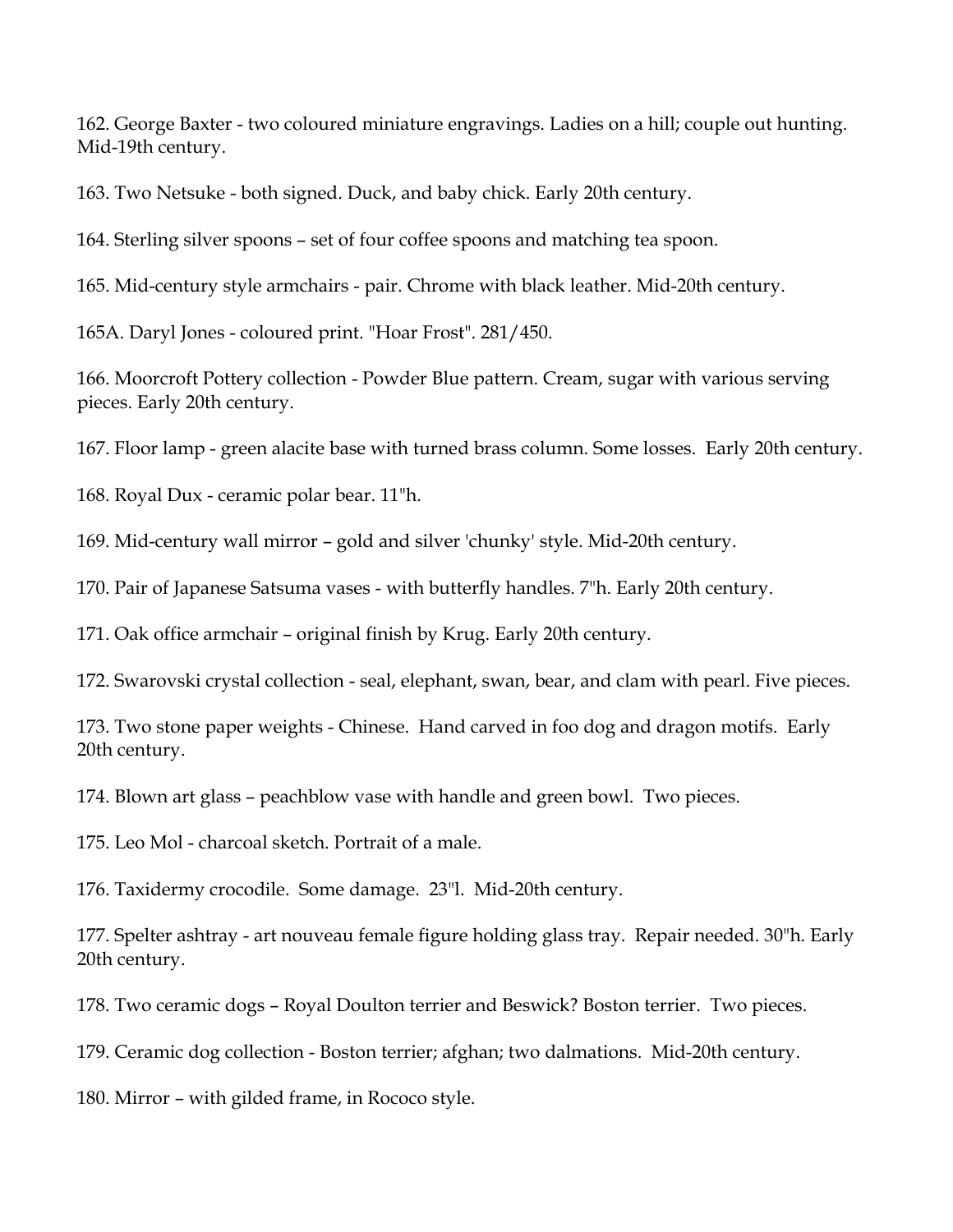162. George Baxter - two coloured miniature engravings. Ladies on a hill; couple out hunting. Mid-19th century.

163. Two Netsuke - both signed. Duck, and baby chick. Early 20th century.

164. Sterling silver spoons – set of four coffee spoons and matching tea spoon.

165. Mid-century style armchairs - pair. Chrome with black leather. Mid-20th century.

165A. Daryl Jones - coloured print. "Hoar Frost". 281/450.

166. Moorcroft Pottery collection - Powder Blue pattern. Cream, sugar with various serving pieces. Early 20th century.

167. Floor lamp - green alacite base with turned brass column. Some losses. Early 20th century.

168. Royal Dux - ceramic polar bear. 11"h.

169. Mid-century wall mirror – gold and silver 'chunky' style. Mid-20th century.

170. Pair of Japanese Satsuma vases - with butterfly handles. 7"h. Early 20th century.

171. Oak office armchair – original finish by Krug. Early 20th century.

172. Swarovski crystal collection - seal, elephant, swan, bear, and clam with pearl. Five pieces.

173. Two stone paper weights - Chinese. Hand carved in foo dog and dragon motifs. Early 20th century.

174. Blown art glass – peachblow vase with handle and green bowl. Two pieces.

175. Leo Mol - charcoal sketch. Portrait of a male.

176. Taxidermy crocodile. Some damage. 23"l. Mid-20th century.

177. Spelter ashtray - art nouveau female figure holding glass tray. Repair needed. 30"h. Early 20th century.

178. Two ceramic dogs – Royal Doulton terrier and Beswick? Boston terrier. Two pieces.

179. Ceramic dog collection - Boston terrier; afghan; two dalmations. Mid-20th century.

180. Mirror – with gilded frame, in Rococo style.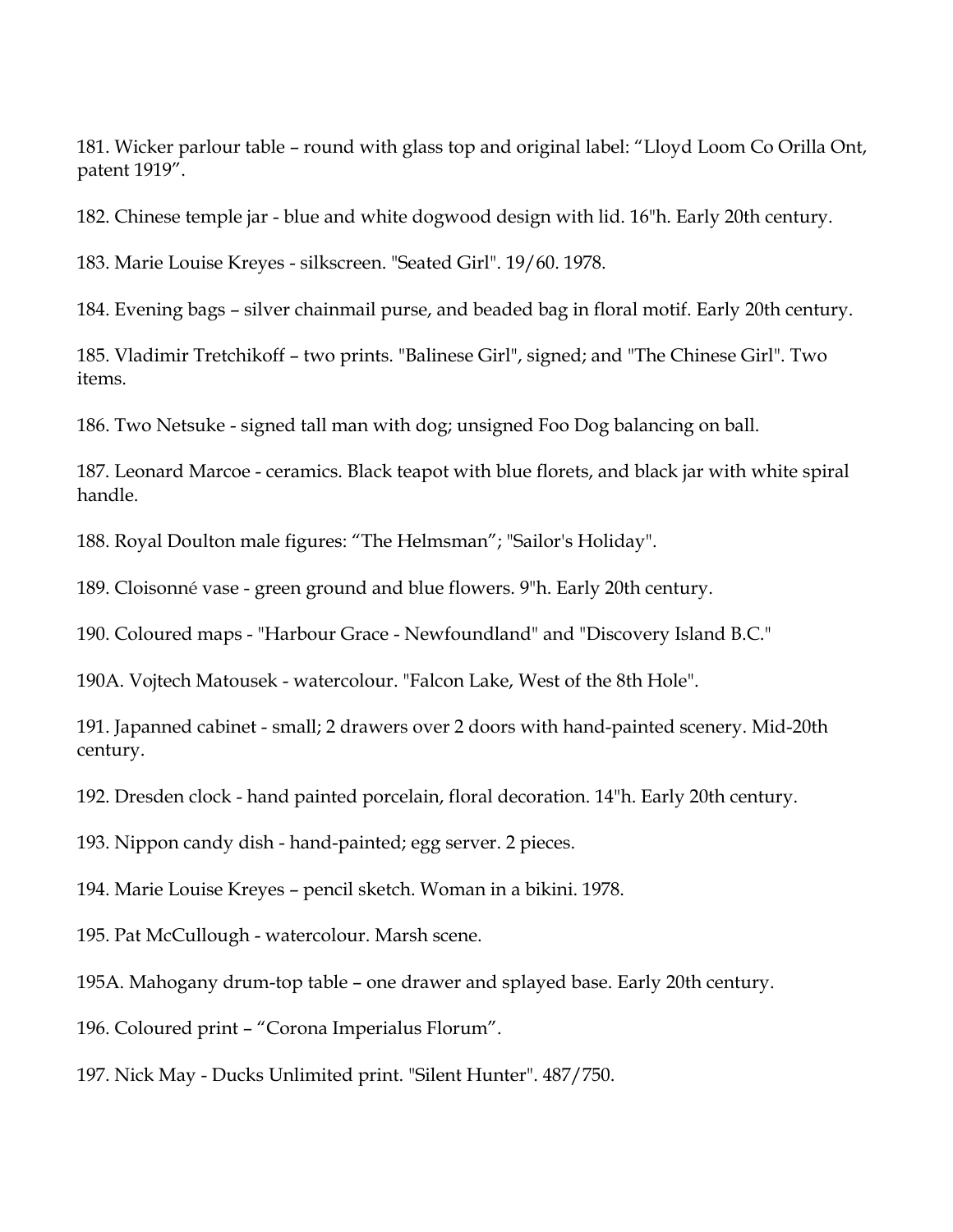181. Wicker parlour table – round with glass top and original label: “Lloyd Loom Co Orilla Ont, patent 1919”.

182. Chinese temple jar - blue and white dogwood design with lid. 16"h. Early 20th century.

183. Marie Louise Kreyes - silkscreen. "Seated Girl". 19/60. 1978.

184. Evening bags – silver chainmail purse, and beaded bag in floral motif. Early 20th century.

185. Vladimir Tretchikoff – two prints. "Balinese Girl", signed; and "The Chinese Girl". Two items.

186. Two Netsuke - signed tall man with dog; unsigned Foo Dog balancing on ball.

187. Leonard Marcoe - ceramics. Black teapot with blue florets, and black jar with white spiral handle.

188. Royal Doulton male figures: “The Helmsman”; "Sailor's Holiday".

189. Cloisonné vase - green ground and blue flowers. 9"h. Early 20th century.

190. Coloured maps - "Harbour Grace - Newfoundland" and "Discovery Island B.C."

190A. Vojtech Matousek - watercolour. "Falcon Lake, West of the 8th Hole".

191. Japanned cabinet - small; 2 drawers over 2 doors with hand-painted scenery. Mid-20th century.

192. Dresden clock - hand painted porcelain, floral decoration. 14"h. Early 20th century.

193. Nippon candy dish - hand-painted; egg server. 2 pieces.

194. Marie Louise Kreyes – pencil sketch. Woman in a bikini. 1978.

195. Pat McCullough - watercolour. Marsh scene.

195A. Mahogany drum-top table – one drawer and splayed base. Early 20th century.

196. Coloured print – “Corona Imperialus Florum”.

197. Nick May - Ducks Unlimited print. "Silent Hunter". 487/750.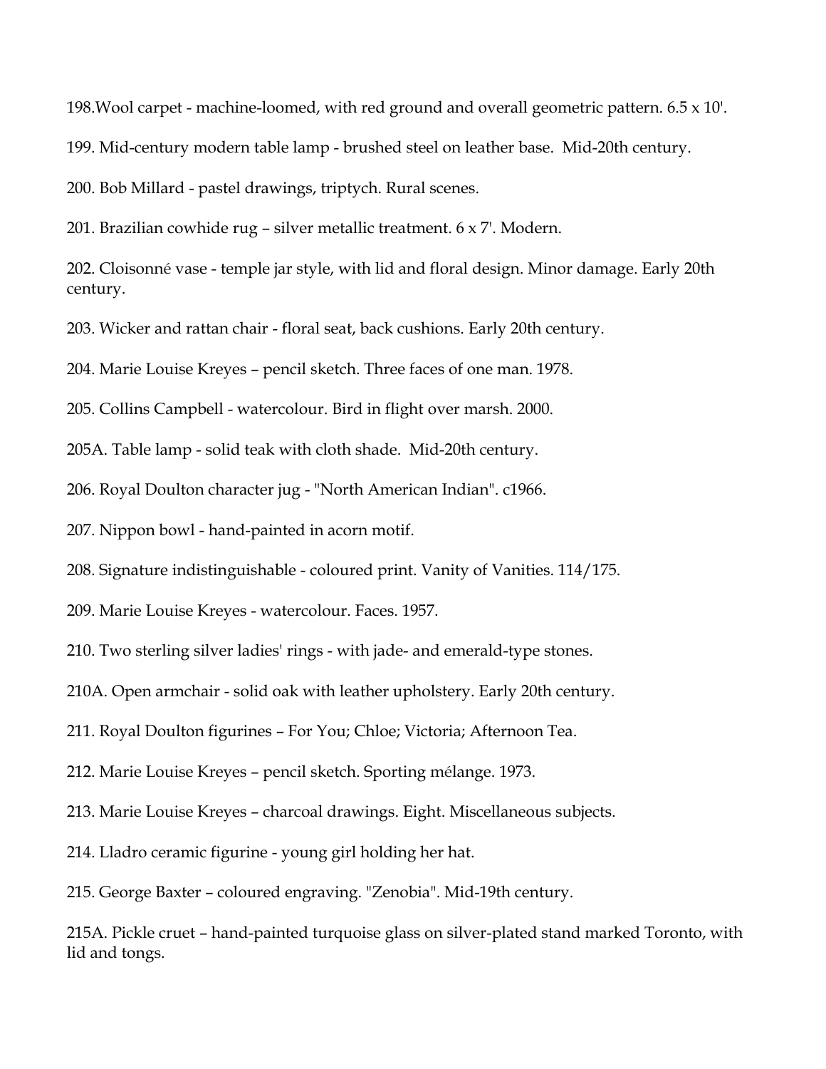198.Wool carpet - machine-loomed, with red ground and overall geometric pattern. 6.5 x 10'.

199. Mid-century modern table lamp - brushed steel on leather base. Mid-20th century.

200. Bob Millard - pastel drawings, triptych. Rural scenes.

201. Brazilian cowhide rug – silver metallic treatment. 6 x 7'. Modern.

202. Cloisonné vase - temple jar style, with lid and floral design. Minor damage. Early 20th century.

203. Wicker and rattan chair - floral seat, back cushions. Early 20th century.

204. Marie Louise Kreyes – pencil sketch. Three faces of one man. 1978.

205. Collins Campbell - watercolour. Bird in flight over marsh. 2000.

205A. Table lamp - solid teak with cloth shade. Mid-20th century.

206. Royal Doulton character jug - "North American Indian". c1966.

207. Nippon bowl - hand-painted in acorn motif.

208. Signature indistinguishable - coloured print. Vanity of Vanities. 114/175.

209. Marie Louise Kreyes - watercolour. Faces. 1957.

210. Two sterling silver ladies' rings - with jade- and emerald-type stones.

210A. Open armchair - solid oak with leather upholstery. Early 20th century.

211. Royal Doulton figurines – For You; Chloe; Victoria; Afternoon Tea.

212. Marie Louise Kreyes – pencil sketch. Sporting mélange. 1973.

213. Marie Louise Kreyes – charcoal drawings. Eight. Miscellaneous subjects.

214. Lladro ceramic figurine - young girl holding her hat.

215. George Baxter – coloured engraving. "Zenobia". Mid-19th century.

215A. Pickle cruet – hand-painted turquoise glass on silver-plated stand marked Toronto, with lid and tongs.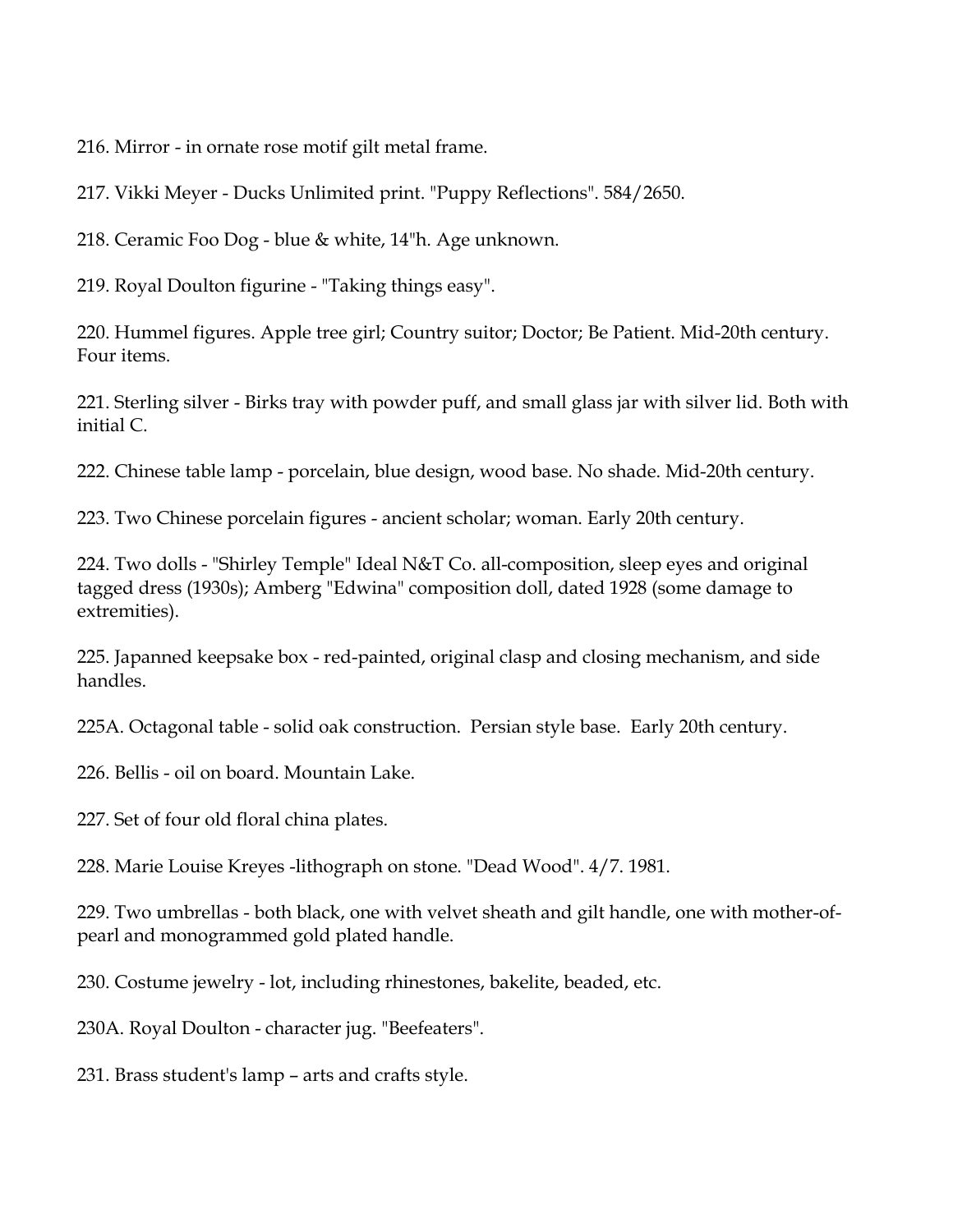216. Mirror - in ornate rose motif gilt metal frame.

217. Vikki Meyer - Ducks Unlimited print. "Puppy Reflections". 584/2650.

218. Ceramic Foo Dog - blue & white, 14"h. Age unknown.

219. Royal Doulton figurine - "Taking things easy".

220. Hummel figures. Apple tree girl; Country suitor; Doctor; Be Patient. Mid-20th century. Four items.

221. Sterling silver - Birks tray with powder puff, and small glass jar with silver lid. Both with initial C.

222. Chinese table lamp - porcelain, blue design, wood base. No shade. Mid-20th century.

223. Two Chinese porcelain figures - ancient scholar; woman. Early 20th century.

224. Two dolls - "Shirley Temple" Ideal N&T Co. all-composition, sleep eyes and original tagged dress (1930s); Amberg "Edwina" composition doll, dated 1928 (some damage to extremities).

225. Japanned keepsake box - red-painted, original clasp and closing mechanism, and side handles.

225A. Octagonal table - solid oak construction. Persian style base. Early 20th century.

226. Bellis - oil on board. Mountain Lake.

227. Set of four old floral china plates.

228. Marie Louise Kreyes -lithograph on stone. "Dead Wood". 4/7. 1981.

229. Two umbrellas - both black, one with velvet sheath and gilt handle, one with mother-of-pearl and monogrammed gold plated handle.

230. Costume jewelry - lot, including rhinestones, bakelite, beaded, etc.

230A. Royal Doulton - character jug. "Beefeaters".

231. Brass student's lamp – arts and crafts style.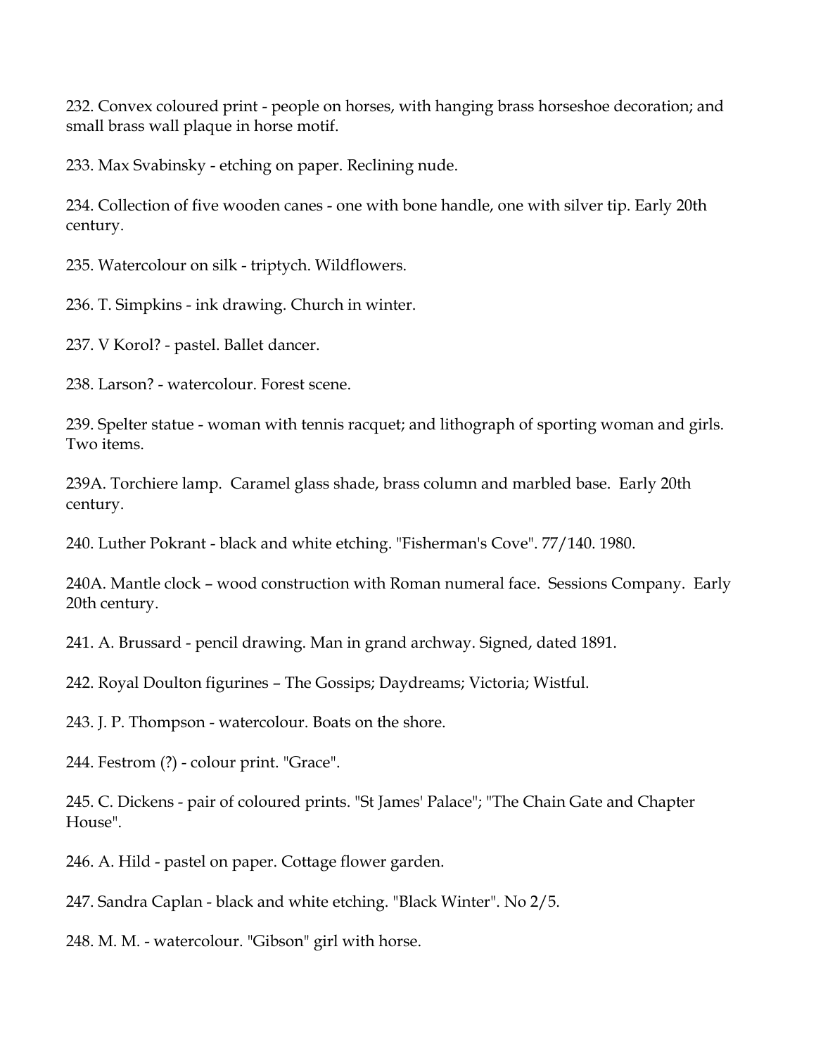232. Convex coloured print - people on horses, with hanging brass horseshoe decoration; and small brass wall plaque in horse motif.

233. Max Svabinsky - etching on paper. Reclining nude.

234. Collection of five wooden canes - one with bone handle, one with silver tip. Early 20th century.

235. Watercolour on silk - triptych. Wildflowers.

236. T. Simpkins - ink drawing. Church in winter.

237. V Korol? - pastel. Ballet dancer.

238. Larson? - watercolour. Forest scene.

239. Spelter statue - woman with tennis racquet; and lithograph of sporting woman and girls. Two items.

239A. Torchiere lamp. Caramel glass shade, brass column and marbled base. Early 20th century.

240. Luther Pokrant - black and white etching. "Fisherman's Cove". 77/140. 1980.

240A. Mantle clock – wood construction with Roman numeral face. Sessions Company. Early 20th century.

241. A. Brussard - pencil drawing. Man in grand archway. Signed, dated 1891.

242. Royal Doulton figurines – The Gossips; Daydreams; Victoria; Wistful.

243. J. P. Thompson - watercolour. Boats on the shore.

244. Festrom (?) - colour print. "Grace".

245. C. Dickens - pair of coloured prints. "St James' Palace"; "The Chain Gate and Chapter House".

246. A. Hild - pastel on paper. Cottage flower garden.

247. Sandra Caplan - black and white etching. "Black Winter". No 2/5.

248. M. M. - watercolour. "Gibson" girl with horse.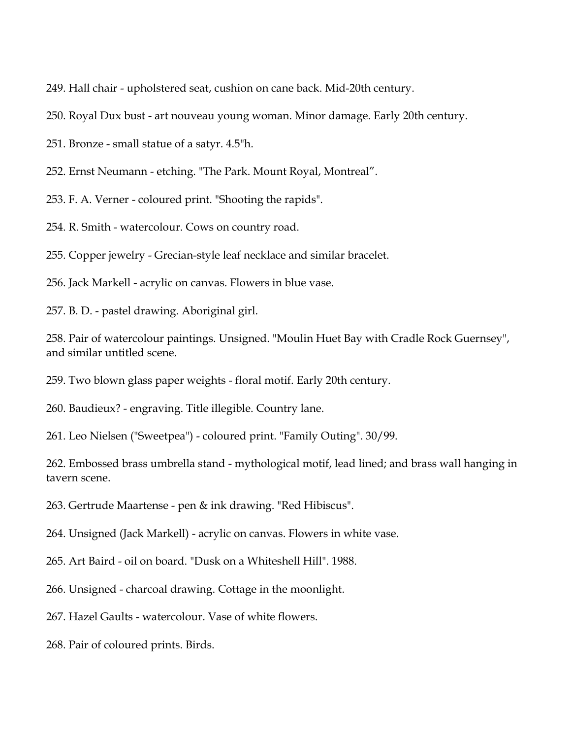249. Hall chair - upholstered seat, cushion on cane back. Mid-20th century.

250. Royal Dux bust - art nouveau young woman. Minor damage. Early 20th century.

251. Bronze - small statue of a satyr. 4.5"h.

252. Ernst Neumann - etching. "The Park. Mount Royal, Montreal”.

253. F. A. Verner - coloured print. "Shooting the rapids".

254. R. Smith - watercolour. Cows on country road.

255. Copper jewelry - Grecian-style leaf necklace and similar bracelet.

256. Jack Markell - acrylic on canvas. Flowers in blue vase.

257. B. D. - pastel drawing. Aboriginal girl.

258. Pair of watercolour paintings. Unsigned. "Moulin Huet Bay with Cradle Rock Guernsey", and similar untitled scene.

259. Two blown glass paper weights - floral motif. Early 20th century.

260. Baudieux? - engraving. Title illegible. Country lane.

261. Leo Nielsen ("Sweetpea") - coloured print. "Family Outing". 30/99.

262. Embossed brass umbrella stand - mythological motif, lead lined; and brass wall hanging in tavern scene.

263. Gertrude Maartense - pen & ink drawing. "Red Hibiscus".

264. Unsigned (Jack Markell) - acrylic on canvas. Flowers in white vase.

265. Art Baird - oil on board. "Dusk on a Whiteshell Hill". 1988.

266. Unsigned - charcoal drawing. Cottage in the moonlight.

267. Hazel Gaults - watercolour. Vase of white flowers.

268. Pair of coloured prints. Birds.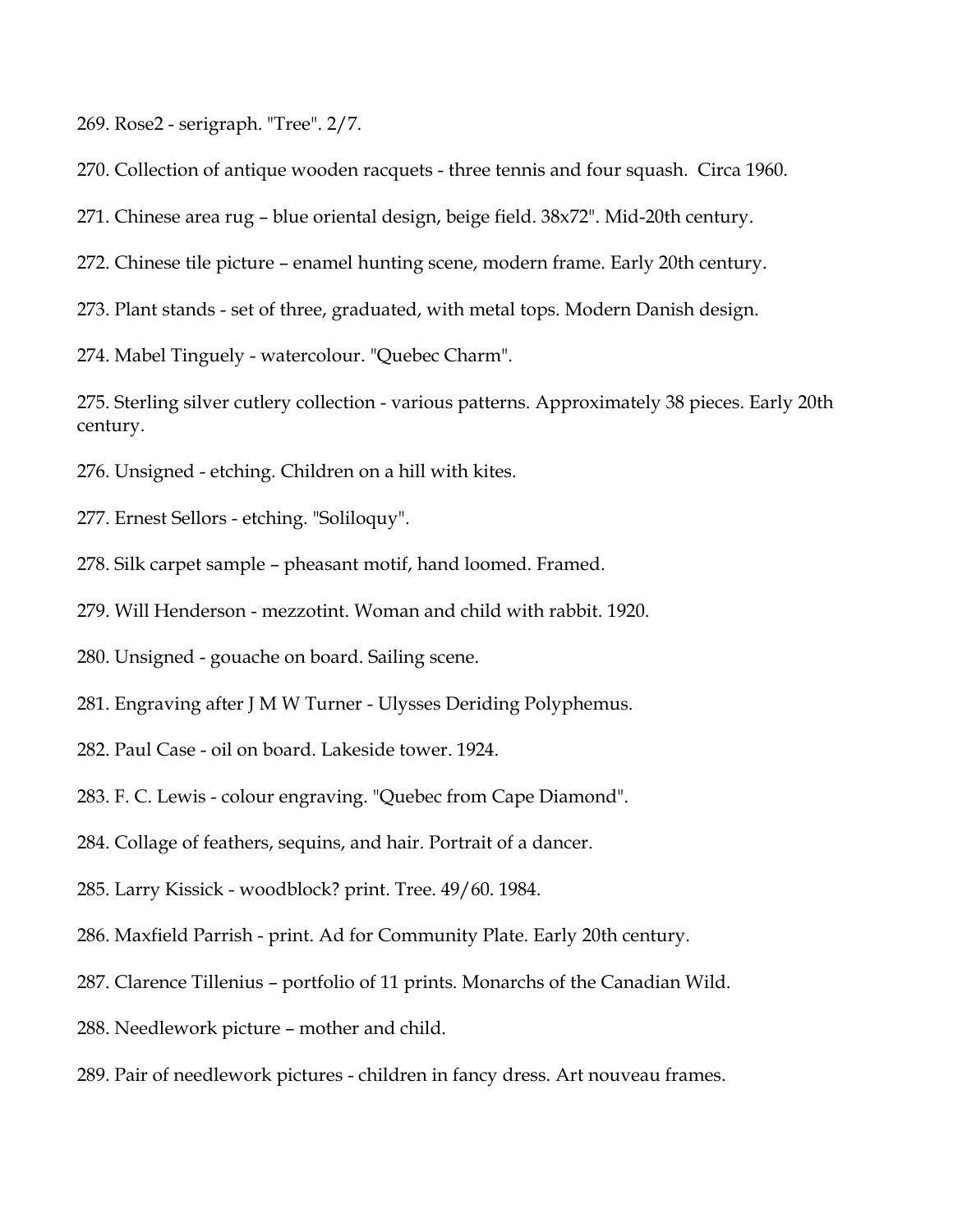269. Rose2 - serigraph. "Tree". 2/7.

270. Collection of antique wooden racquets - three tennis and four squash.  Circa 1960.

271. Chinese area rug – blue oriental design, beige field. 38x72". Mid-20th century.

272. Chinese tile picture – enamel hunting scene, modern frame. Early 20th century.

273. Plant stands - set of three, graduated, with metal tops. Modern Danish design.

274. Mabel Tinguely - watercolour. "Quebec Charm".

275. Sterling silver cutlery collection - various patterns. Approximately 38 pieces. Early 20th century.

276. Unsigned - etching. Children on a hill with kites.

277. Ernest Sellors - etching. "Soliloquy".

278. Silk carpet sample – pheasant motif, hand loomed. Framed.

279. Will Henderson - mezzotint. Woman and child with rabbit. 1920.

280. Unsigned - gouache on board. Sailing scene.

281. Engraving after J M W Turner - Ulysses Deriding Polyphemus.

282. Paul Case - oil on board. Lakeside tower. 1924.

283. F. C. Lewis - colour engraving. "Quebec from Cape Diamond".

284. Collage of feathers, sequins, and hair. Portrait of a dancer.

285. Larry Kissick - woodblock? print. Tree. 49/60. 1984.

286. Maxfield Parrish - print. Ad for Community Plate. Early 20th century.

287. Clarence Tillenius – portfolio of 11 prints. Monarchs of the Canadian Wild.

288. Needlework picture – mother and child.

289. Pair of needlework pictures - children in fancy dress. Art nouveau frames.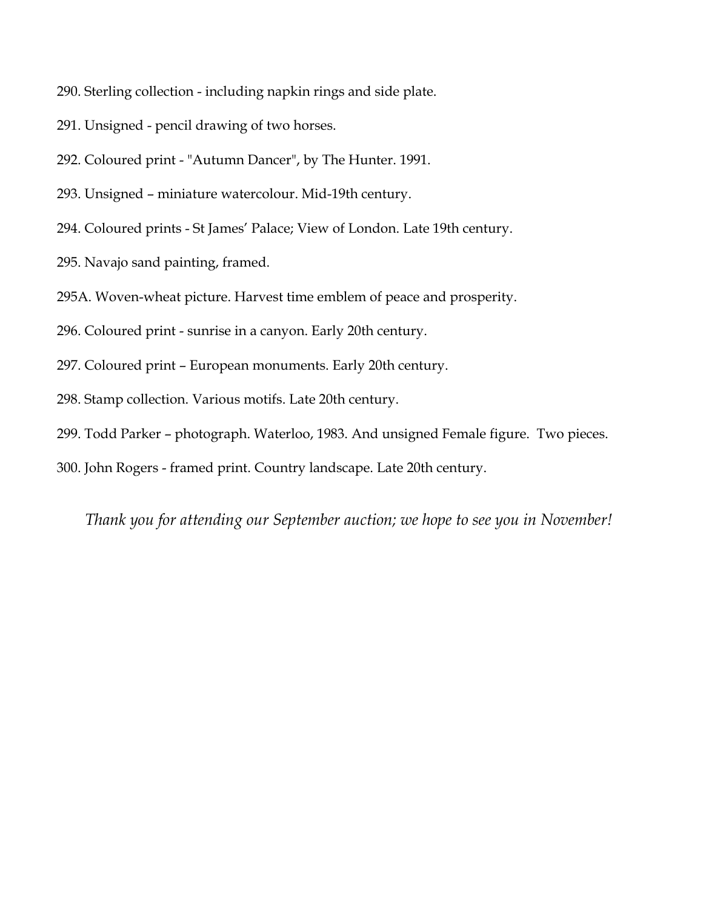290. Sterling collection - including napkin rings and side plate.

291. Unsigned - pencil drawing of two horses.

292. Coloured print - "Autumn Dancer", by The Hunter. 1991.

293. Unsigned – miniature watercolour. Mid-19th century.

294. Coloured prints - St James' Palace; View of London. Late 19th century.

295. Navajo sand painting, framed.

295A. Woven-wheat picture. Harvest time emblem of peace and prosperity.

296. Coloured print - sunrise in a canyon. Early 20th century.

297. Coloured print – European monuments. Early 20th century.

298. Stamp collection. Various motifs. Late 20th century.

299. Todd Parker – photograph. Waterloo, 1983. And unsigned Female figure. Two pieces.

300. John Rogers - framed print. Country landscape. Late 20th century.

*Thank you for attending our September auction; we hope to see you in November!*